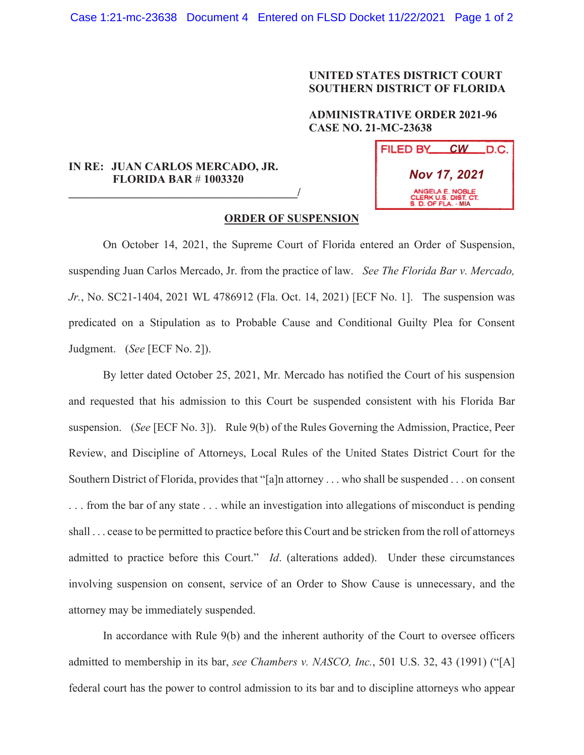**UNITED STATES DISTRICT COURT**
**SOUTHERN DISTRICT OF FLORIDA**

**ADMINISTRATIVE ORDER 2021-96**
**CASE NO. 21-MC-23638**

FILED BY CW D.C.
Nov 17, 2021
ANGELA E. NOBLE
CLERK U.S. DIST. CT.
S. D. OF FLA. - MIA

**IN RE: JUAN CARLOS MERCADO, JR.**
**FLORIDA BAR # 1003320**
_______________________________________/

**ORDER OF SUSPENSION**

On October 14, 2021, the Supreme Court of Florida entered an Order of Suspension, suspending Juan Carlos Mercado, Jr. from the practice of law. *See The Florida Bar v. Mercado, Jr.*, No. SC21-1404, 2021 WL 4786912 (Fla. Oct. 14, 2021) [ECF No. 1]. The suspension was predicated on a Stipulation as to Probable Cause and Conditional Guilty Plea for Consent Judgment. (*See* [ECF No. 2]).

By letter dated October 25, 2021, Mr. Mercado has notified the Court of his suspension and requested that his admission to this Court be suspended consistent with his Florida Bar suspension. (*See* [ECF No. 3]). Rule 9(b) of the Rules Governing the Admission, Practice, Peer Review, and Discipline of Attorneys, Local Rules of the United States District Court for the Southern District of Florida, provides that "[a]n attorney . . . who shall be suspended . . . on consent . . . from the bar of any state . . . while an investigation into allegations of misconduct is pending shall . . . cease to be permitted to practice before this Court and be stricken from the roll of attorneys admitted to practice before this Court." *Id*. (alterations added). Under these circumstances involving suspension on consent, service of an Order to Show Cause is unnecessary, and the attorney may be immediately suspended.

In accordance with Rule 9(b) and the inherent authority of the Court to oversee officers admitted to membership in its bar, *see Chambers v. NASCO, Inc.*, 501 U.S. 32, 43 (1991) ("[A] federal court has the power to control admission to its bar and to discipline attorneys who appear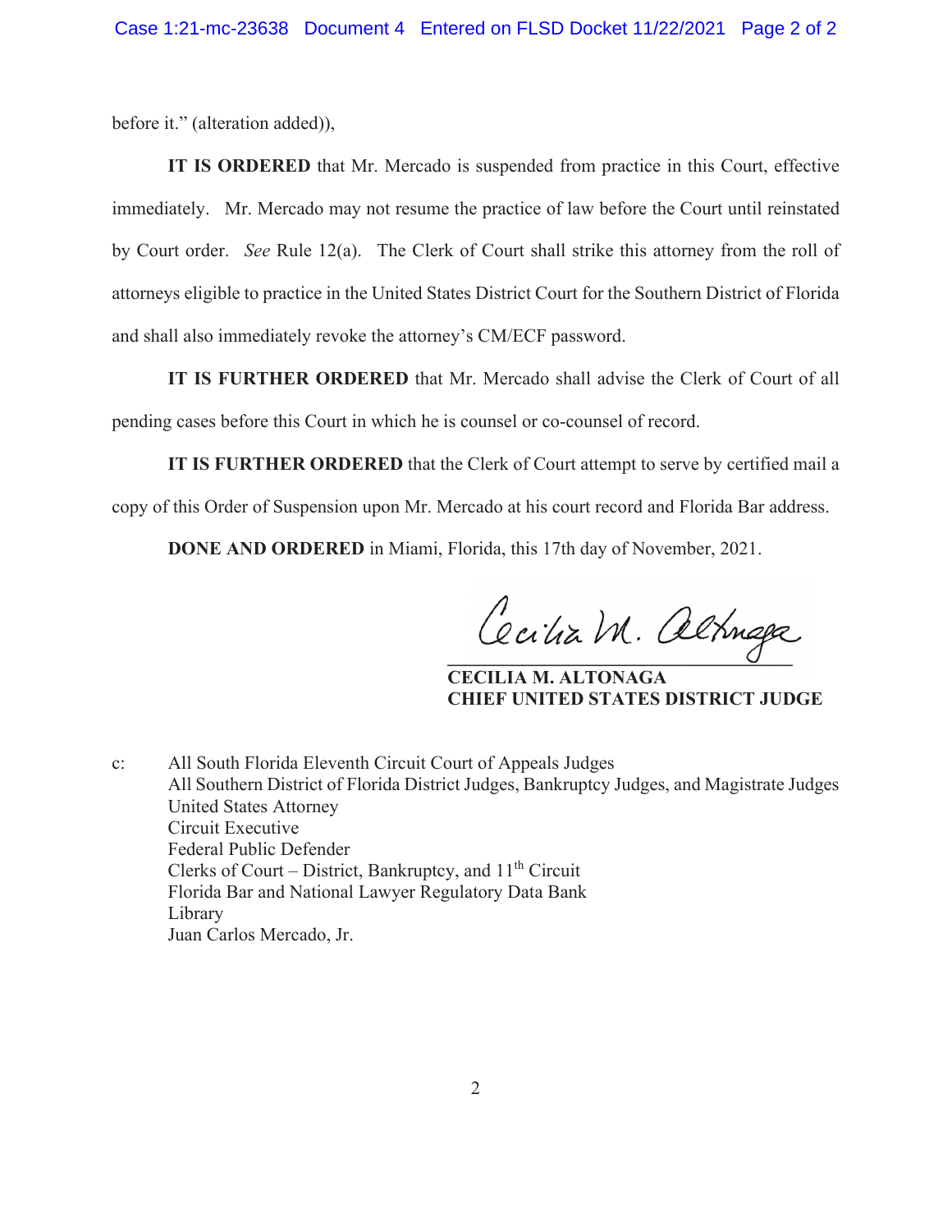before it." (alteration added)),

**IT IS ORDERED** that Mr. Mercado is suspended from practice in this Court, effective immediately. Mr. Mercado may not resume the practice of law before the Court until reinstated by Court order. *See* Rule 12(a). The Clerk of Court shall strike this attorney from the roll of attorneys eligible to practice in the United States District Court for the Southern District of Florida and shall also immediately revoke the attorney's CM/ECF password.

**IT IS FURTHER ORDERED** that Mr. Mercado shall advise the Clerk of Court of all pending cases before this Court in which he is counsel or co-counsel of record.

**IT IS FURTHER ORDERED** that the Clerk of Court attempt to serve by certified mail a copy of this Order of Suspension upon Mr. Mercado at his court record and Florida Bar address.

**DONE AND ORDERED** in Miami, Florida, this 17th day of November, 2021.

**CECILIA M. ALTONAGA**
**CHIEF UNITED STATES DISTRICT JUDGE**

c: All South Florida Eleventh Circuit Court of Appeals Judges
All Southern District of Florida District Judges, Bankruptcy Judges, and Magistrate Judges
United States Attorney
Circuit Executive
Federal Public Defender
Clerks of Court – District, Bankruptcy, and 11th Circuit
Florida Bar and National Lawyer Regulatory Data Bank
Library
Juan Carlos Mercado, Jr.